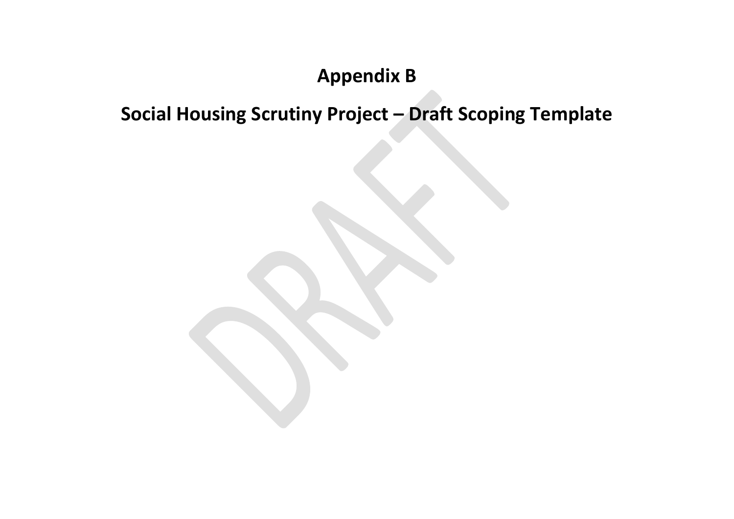# Appendix B

# Social Housing Scrutiny Project – Draft Scoping Template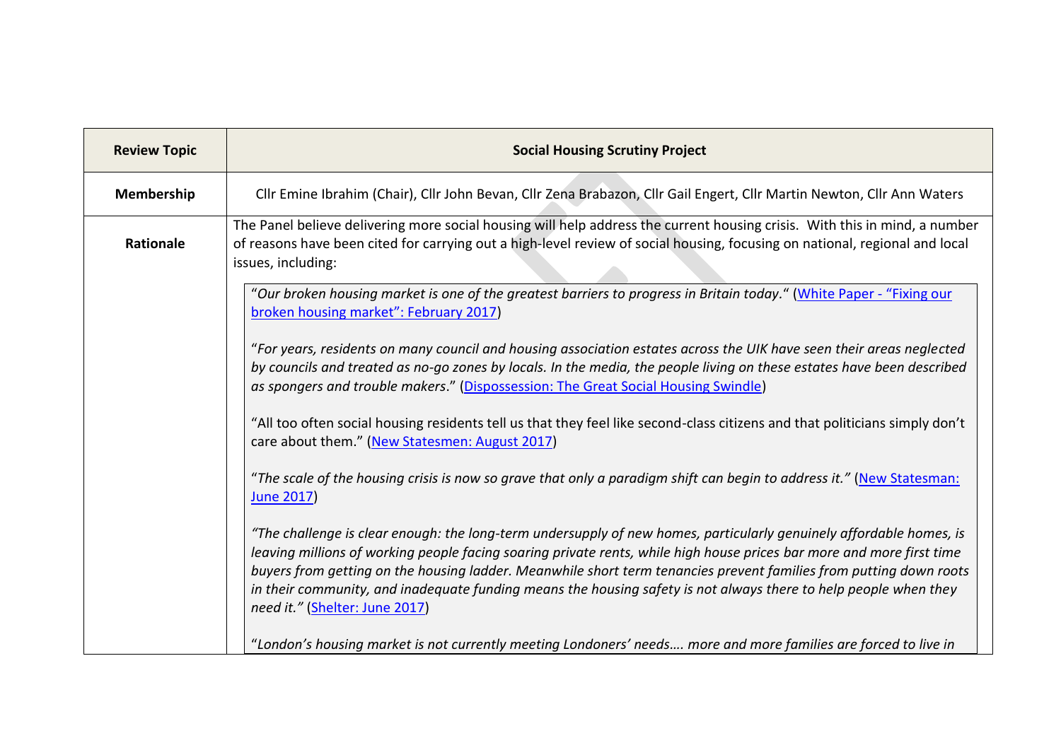| Review Topic | Social Housing Scrutiny Project |
|---|---|
| **Membership** | Cllr Emine Ibrahim (Chair), Cllr John Bevan, Cllr Zena Brabazon, Cllr Gail Engert, Cllr Martin Newton, Cllr Ann Waters |
| **Rationale** | The Panel believe delivering more social housing will help address the current housing crisis. With this in mind, a number of reasons have been cited for carrying out a high-level review of social housing, focusing on national, regional and local issues, including:<br><br>"*Our broken housing market is one of the greatest barriers to progress in Britain today.*" (White Paper - "Fixing our broken housing market": February 2017)<br><br>"*For years, residents on many council and housing association estates across the UIK have seen their areas neglected by councils and treated as no-go zones by locals. In the media, the people living on these estates have been described as spongers and trouble makers*." (Dispossession: The Great Social Housing Swindle)<br><br>"All too often social housing residents tell us that they feel like second-class citizens and that politicians simply don't care about them." (New Statesmen: August 2017)<br><br>"*The scale of the housing crisis is now so grave that only a paradigm shift can begin to address it.*" (New Statesman: June 2017)<br><br>"*The challenge is clear enough: the long-term undersupply of new homes, particularly genuinely affordable homes, is leaving millions of working people facing soaring private rents, while high house prices bar more and more first time buyers from getting on the housing ladder. Meanwhile short term tenancies prevent families from putting down roots in their community, and inadequate funding means the housing safety is not always there to help people when they need it.*" (Shelter: June 2017)<br><br>"*London's housing market is not currently meeting Londoners' needs…. more and more families are forced to live in* |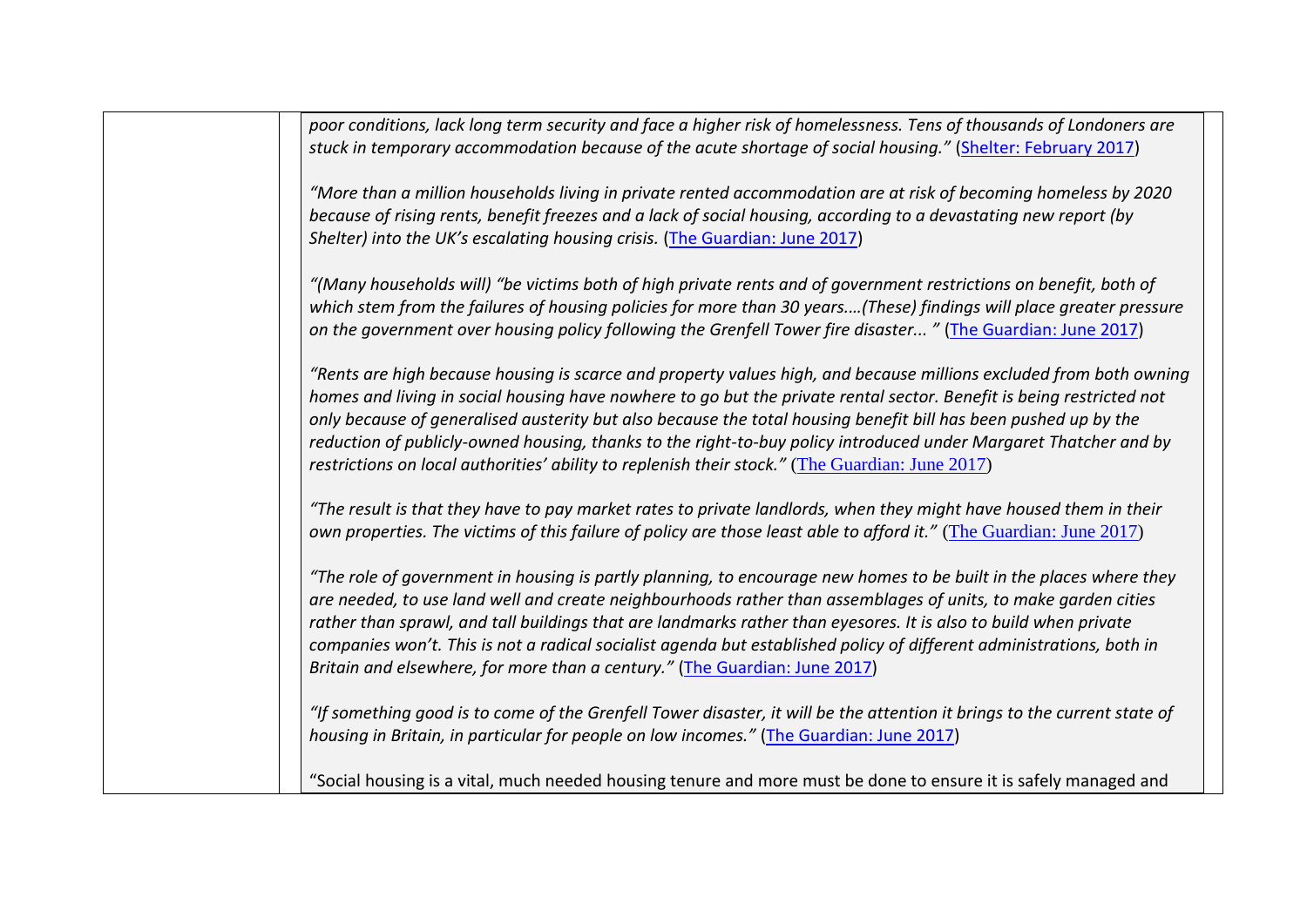| | | |
|---|---|---|
| | | *poor conditions, lack long term security and face a higher risk of homelessness. Tens of thousands of Londoners are stuck in temporary accommodation because of the acute shortage of social housing."* (Shelter: February 2017)<br><br>*"More than a million households living in private rented accommodation are at risk of becoming homeless by 2020 because of rising rents, benefit freezes and a lack of social housing, according to a devastating new report (by Shelter) into the UK's escalating housing crisis.* (The Guardian: June 2017)<br><br>*"(Many households will) "be victims both of high private rents and of government restrictions on benefit, both of which stem from the failures of housing policies for more than 30 years....(These) findings will place greater pressure on the government over housing policy following the Grenfell Tower fire disaster... "* (The Guardian: June 2017)<br><br>*"Rents are high because housing is scarce and property values high, and because millions excluded from both owning homes and living in social housing have nowhere to go but the private rental sector. Benefit is being restricted not only because of generalised austerity but also because the total housing benefit bill has been pushed up by the reduction of publicly-owned housing, thanks to the right-to-buy policy introduced under Margaret Thatcher and by restrictions on local authorities' ability to replenish their stock."* (The Guardian: June 2017)<br><br>*"The result is that they have to pay market rates to private landlords, when they might have housed them in their own properties. The victims of this failure of policy are those least able to afford it."* (The Guardian: June 2017)<br><br>*"The role of government in housing is partly planning, to encourage new homes to be built in the places where they are needed, to use land well and create neighbourhoods rather than assemblages of units, to make garden cities rather than sprawl, and tall buildings that are landmarks rather than eyesores. It is also to build when private companies won't. This is not a radical socialist agenda but established policy of different administrations, both in Britain and elsewhere, for more than a century."* (The Guardian: June 2017)<br><br>*"If something good is to come of the Grenfell Tower disaster, it will be the attention it brings to the current state of housing in Britain, in particular for people on low incomes."* (The Guardian: June 2017)<br><br>"Social housing is a vital, much needed housing tenure and more must be done to ensure it is safely managed and |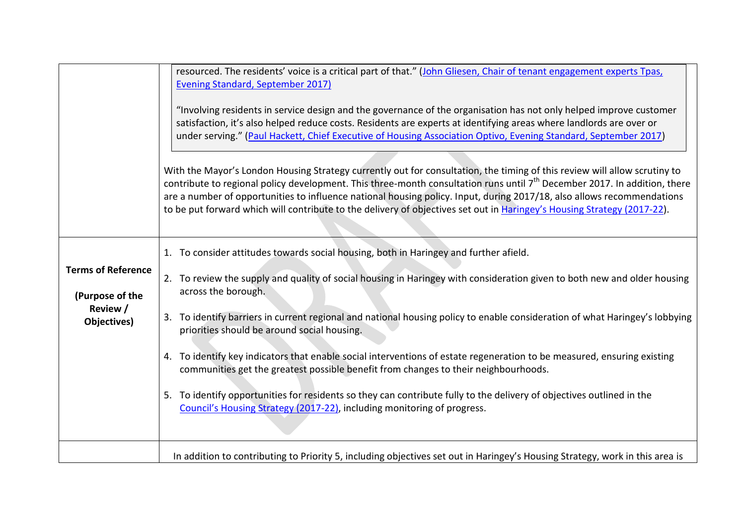| | |
|---|---|
| | resourced. The residents' voice is a critical part of that." (John Gliesen, Chair of tenant engagement experts Tpas, Evening Standard, September 2017)<br><br>"Involving residents in service design and the governance of the organisation has not only helped improve customer satisfaction, it's also helped reduce costs. Residents are experts at identifying areas where landlords are over or under serving." (Paul Hackett, Chief Executive of Housing Association Optivo, Evening Standard, September 2017)<br><br>With the Mayor's London Housing Strategy currently out for consultation, the timing of this review will allow scrutiny to contribute to regional policy development. This three-month consultation runs until 7th December 2017. In addition, there are a number of opportunities to influence national housing policy. Input, during 2017/18, also allows recommendations to be put forward which will contribute to the delivery of objectives set out in Haringey's Housing Strategy (2017-22). |
| **Terms of Reference**<br><br>**(Purpose of the Review / Objectives)** | 1. To consider attitudes towards social housing, both in Haringey and further afield.<br><br>2. To review the supply and quality of social housing in Haringey with consideration given to both new and older housing across the borough.<br><br>3. To identify barriers in current regional and national housing policy to enable consideration of what Haringey's lobbying priorities should be around social housing.<br><br>4. To identify key indicators that enable social interventions of estate regeneration to be measured, ensuring existing communities get the greatest possible benefit from changes to their neighbourhoods.<br><br>5. To identify opportunities for residents so they can contribute fully to the delivery of objectives outlined in the Council's Housing Strategy (2017-22), including monitoring of progress. |
| | In addition to contributing to Priority 5, including objectives set out in Haringey's Housing Strategy, work in this area is |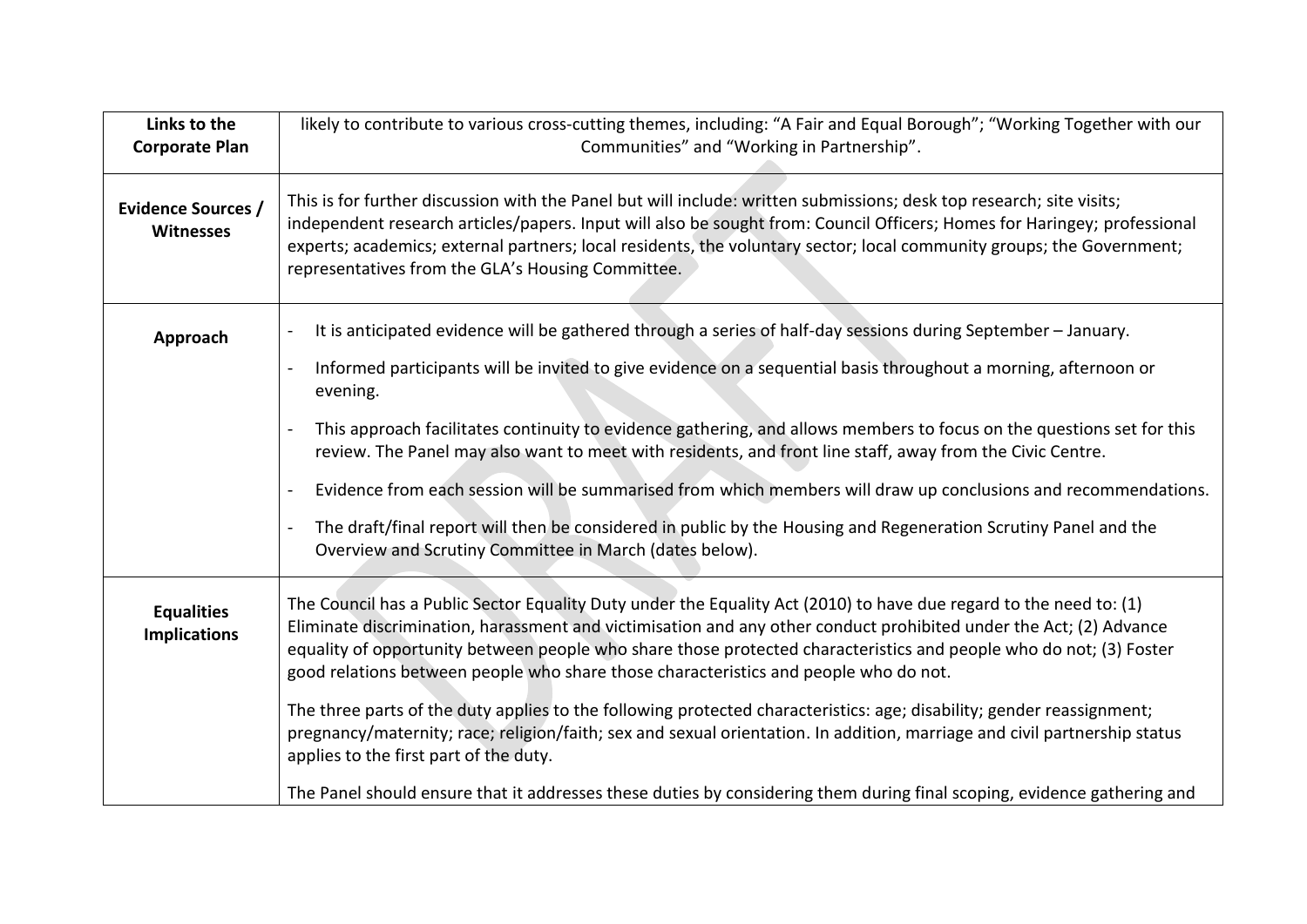| Links to the Corporate Plan | likely to contribute to various cross-cutting themes, including: "A Fair and Equal Borough"; "Working Together with our Communities" and "Working in Partnership". |
|---|---|
| Evidence Sources / Witnesses | This is for further discussion with the Panel but will include: written submissions; desk top research; site visits; independent research articles/papers. Input will also be sought from: Council Officers; Homes for Haringey; professional experts; academics; external partners; local residents, the voluntary sector; local community groups; the Government; representatives from the GLA's Housing Committee. |
| Approach | - It is anticipated evidence will be gathered through a series of half-day sessions during September – January.<br>- Informed participants will be invited to give evidence on a sequential basis throughout a morning, afternoon or evening.<br>- This approach facilitates continuity to evidence gathering, and allows members to focus on the questions set for this review. The Panel may also want to meet with residents, and front line staff, away from the Civic Centre.<br>- Evidence from each session will be summarised from which members will draw up conclusions and recommendations.<br>- The draft/final report will then be considered in public by the Housing and Regeneration Scrutiny Panel and the Overview and Scrutiny Committee in March (dates below). |
| Equalities Implications | The Council has a Public Sector Equality Duty under the Equality Act (2010) to have due regard to the need to: (1) Eliminate discrimination, harassment and victimisation and any other conduct prohibited under the Act; (2) Advance equality of opportunity between people who share those protected characteristics and people who do not; (3) Foster good relations between people who share those characteristics and people who do not.<br><br>The three parts of the duty applies to the following protected characteristics: age; disability; gender reassignment; pregnancy/maternity; race; religion/faith; sex and sexual orientation. In addition, marriage and civil partnership status applies to the first part of the duty.<br><br>The Panel should ensure that it addresses these duties by considering them during final scoping, evidence gathering and |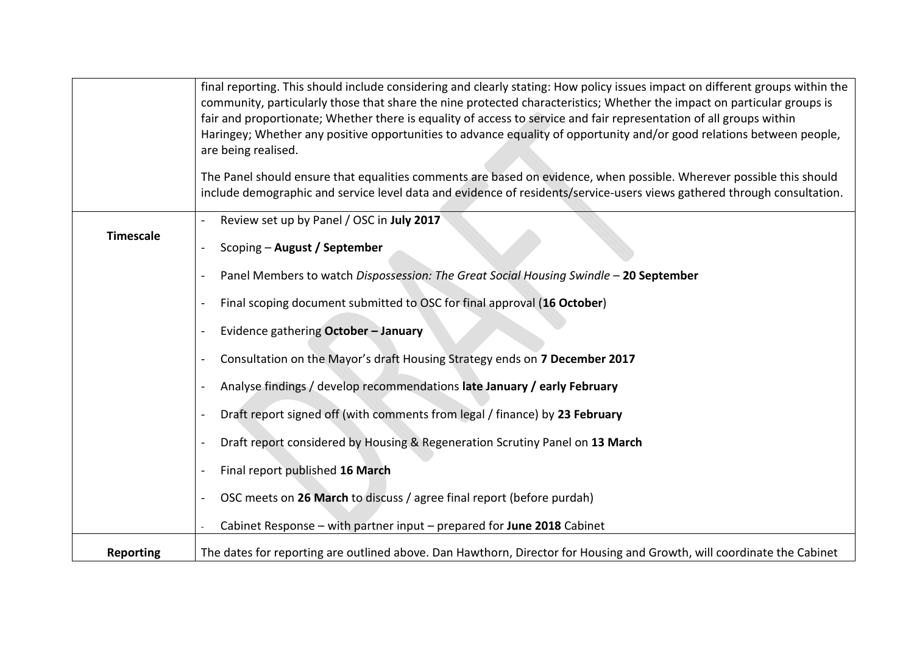| | |
|---|---|
| | final reporting. This should include considering and clearly stating: How policy issues impact on different groups within the community, particularly those that share the nine protected characteristics; Whether the impact on particular groups is fair and proportionate; Whether there is equality of access to service and fair representation of all groups within Haringey; Whether any positive opportunities to advance equality of opportunity and/or good relations between people, are being realised.<br><br>The Panel should ensure that equalities comments are based on evidence, when possible. Wherever possible this should include demographic and service level data and evidence of residents/service-users views gathered through consultation. |
| **Timescale** | - Review set up by Panel / OSC in **July 2017**<br>- Scoping – **August / September**<br>- Panel Members to watch *Dispossession: The Great Social Housing Swindle* – **20 September**<br>- Final scoping document submitted to OSC for final approval (**16 October**)<br>- Evidence gathering **October – January**<br>- Consultation on the Mayor's draft Housing Strategy ends on **7 December 2017**<br>- Analyse findings / develop recommendations **late January / early February**<br>- Draft report signed off (with comments from legal / finance) by **23 February**<br>- Draft report considered by Housing & Regeneration Scrutiny Panel on **13 March**<br>- Final report published **16 March**<br>- OSC meets on **26 March** to discuss / agree final report (before purdah)<br>- Cabinet Response – with partner input – prepared for **June 2018** Cabinet |
| **Reporting** | The dates for reporting are outlined above. Dan Hawthorn, Director for Housing and Growth, will coordinate the Cabinet |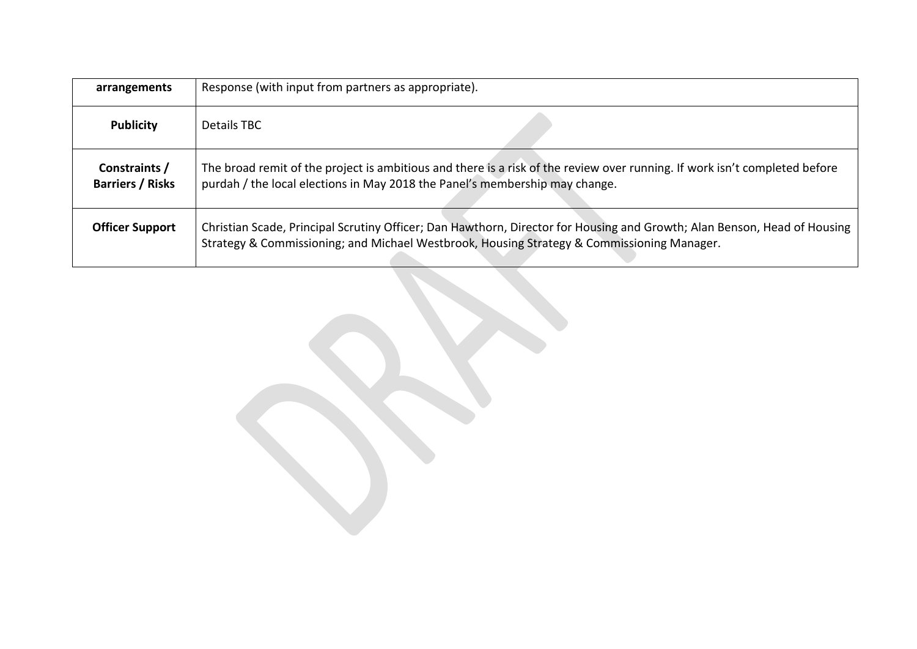| | |
|---|---|
| **arrangements** | Response (with input from partners as appropriate). |
| **Publicity** | Details TBC |
| **Constraints / Barriers / Risks** | The broad remit of the project is ambitious and there is a risk of the review over running. If work isn't completed before purdah / the local elections in May 2018 the Panel's membership may change. |
| **Officer Support** | Christian Scade, Principal Scrutiny Officer; Dan Hawthorn, Director for Housing and Growth; Alan Benson, Head of Housing Strategy & Commissioning; and Michael Westbrook, Housing Strategy & Commissioning Manager. |